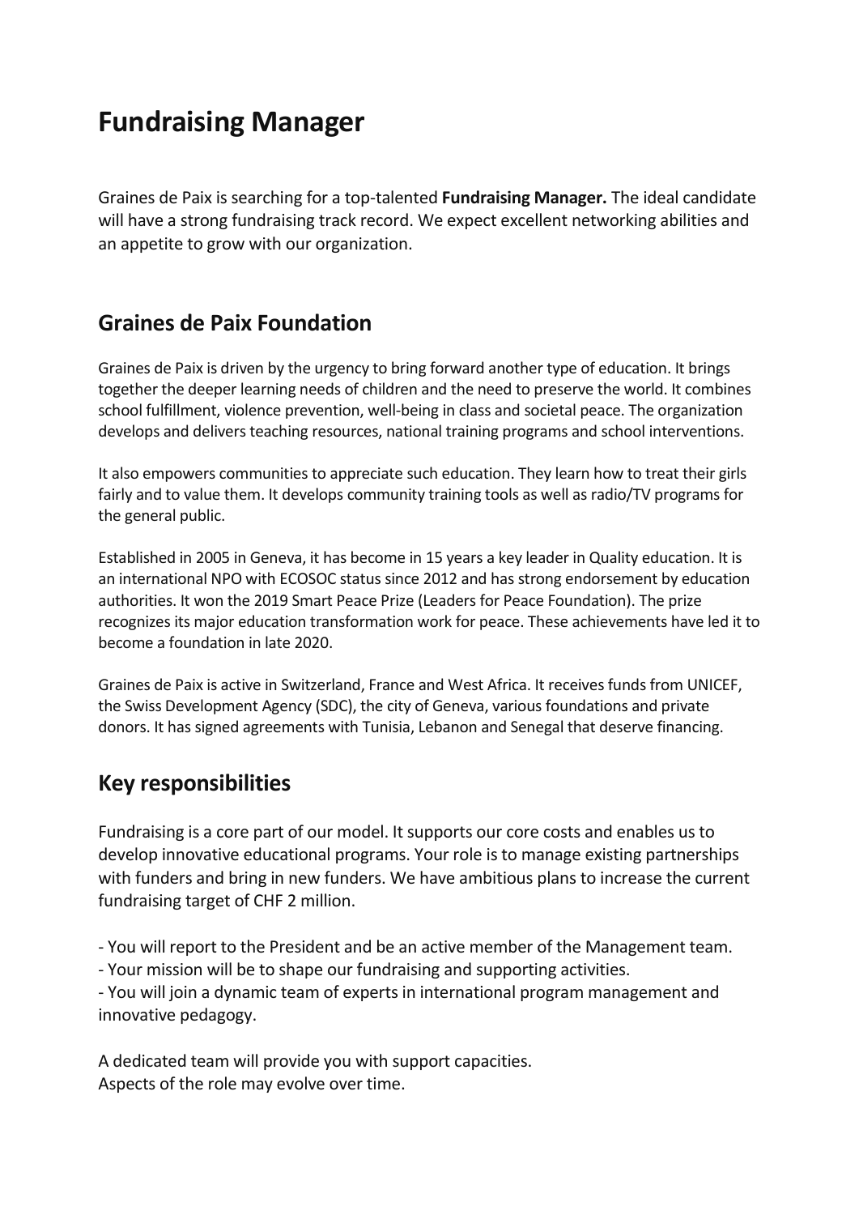# Fundraising Manager

Graines de Paix is searching for a top-talented **Fundraising Manager.** The ideal candidate will have a strong fundraising track record. We expect excellent networking abilities and an appetite to grow with our organization.

## Graines de Paix Foundation

Graines de Paix is driven by the urgency to bring forward another type of education. It brings together the deeper learning needs of children and the need to preserve the world. It combines school fulfillment, violence prevention, well-being in class and societal peace. The organization develops and delivers teaching resources, national training programs and school interventions.

It also empowers communities to appreciate such education. They learn how to treat their girls fairly and to value them. It develops community training tools as well as radio/TV programs for the general public.

Established in 2005 in Geneva, it has become in 15 years a key leader in Quality education. It is an international NPO with ECOSOC status since 2012 and has strong endorsement by education authorities. It won the 2019 Smart Peace Prize (Leaders for Peace Foundation). The prize recognizes its major education transformation work for peace. These achievements have led it to become a foundation in late 2020.

Graines de Paix is active in Switzerland, France and West Africa. It receives funds from UNICEF, the Swiss Development Agency (SDC), the city of Geneva, various foundations and private donors. It has signed agreements with Tunisia, Lebanon and Senegal that deserve financing.

## Key responsibilities

Fundraising is a core part of our model. It supports our core costs and enables us to develop innovative educational programs. Your role is to manage existing partnerships with funders and bring in new funders. We have ambitious plans to increase the current fundraising target of CHF 2 million.

- You will report to the President and be an active member of the Management team.
- Your mission will be to shape our fundraising and supporting activities.
- You will join a dynamic team of experts in international program management and innovative pedagogy.

A dedicated team will provide you with support capacities.
Aspects of the role may evolve over time.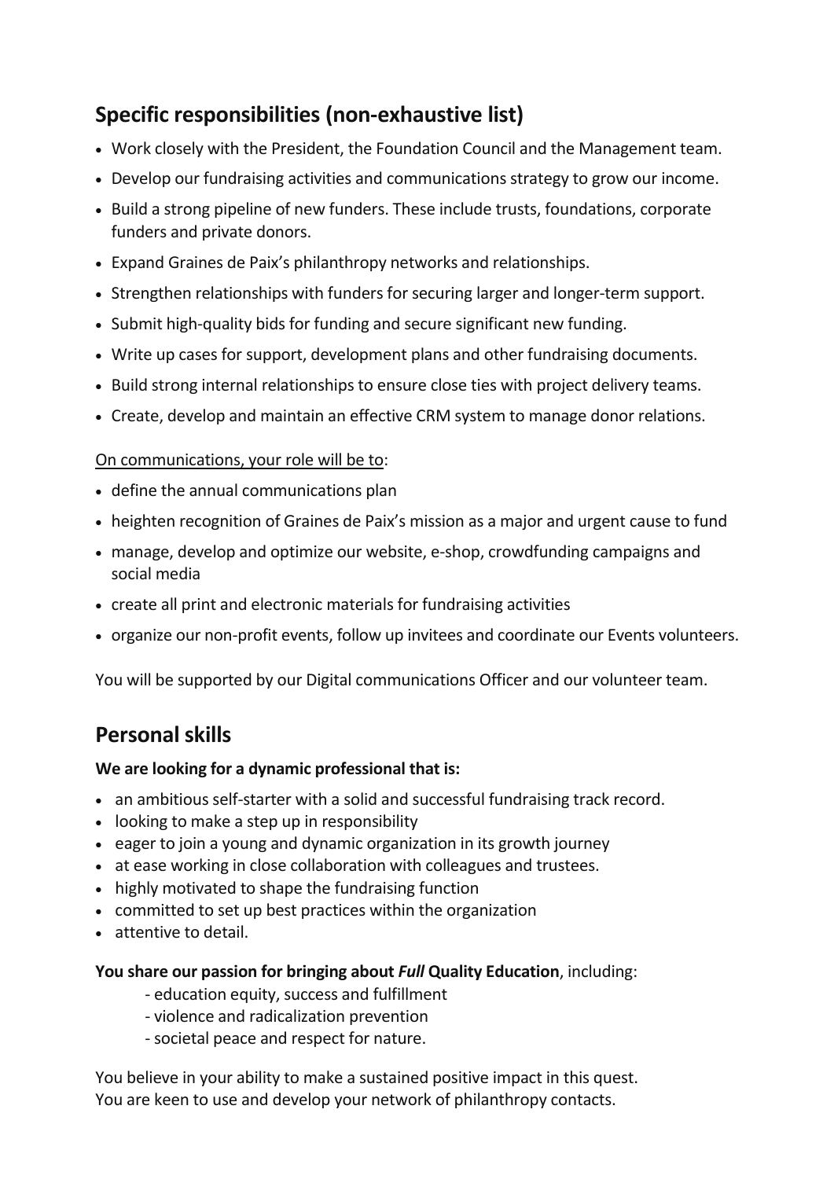## Specific responsibilities (non-exhaustive list)

- Work closely with the President, the Foundation Council and the Management team.
- Develop our fundraising activities and communications strategy to grow our income.
- Build a strong pipeline of new funders. These include trusts, foundations, corporate funders and private donors.
- Expand Graines de Paix's philanthropy networks and relationships.
- Strengthen relationships with funders for securing larger and longer-term support.
- Submit high-quality bids for funding and secure significant new funding.
- Write up cases for support, development plans and other fundraising documents.
- Build strong internal relationships to ensure close ties with project delivery teams.
- Create, develop and maintain an effective CRM system to manage donor relations.

<u>On communications, your role will be to</u>:

- define the annual communications plan
- heighten recognition of Graines de Paix's mission as a major and urgent cause to fund
- manage, develop and optimize our website, e-shop, crowdfunding campaigns and social media
- create all print and electronic materials for fundraising activities
- organize our non-profit events, follow up invitees and coordinate our Events volunteers.

You will be supported by our Digital communications Officer and our volunteer team.

## Personal skills

**We are looking for a dynamic professional that is:**

- an ambitious self-starter with a solid and successful fundraising track record.
- looking to make a step up in responsibility
- eager to join a young and dynamic organization in its growth journey
- at ease working in close collaboration with colleagues and trustees.
- highly motivated to shape the fundraising function
- committed to set up best practices within the organization
- attentive to detail.

**You share our passion for bringing about *Full* Quality Education**, including:

- education equity, success and fulfillment
- violence and radicalization prevention
- societal peace and respect for nature.

You believe in your ability to make a sustained positive impact in this quest.
You are keen to use and develop your network of philanthropy contacts.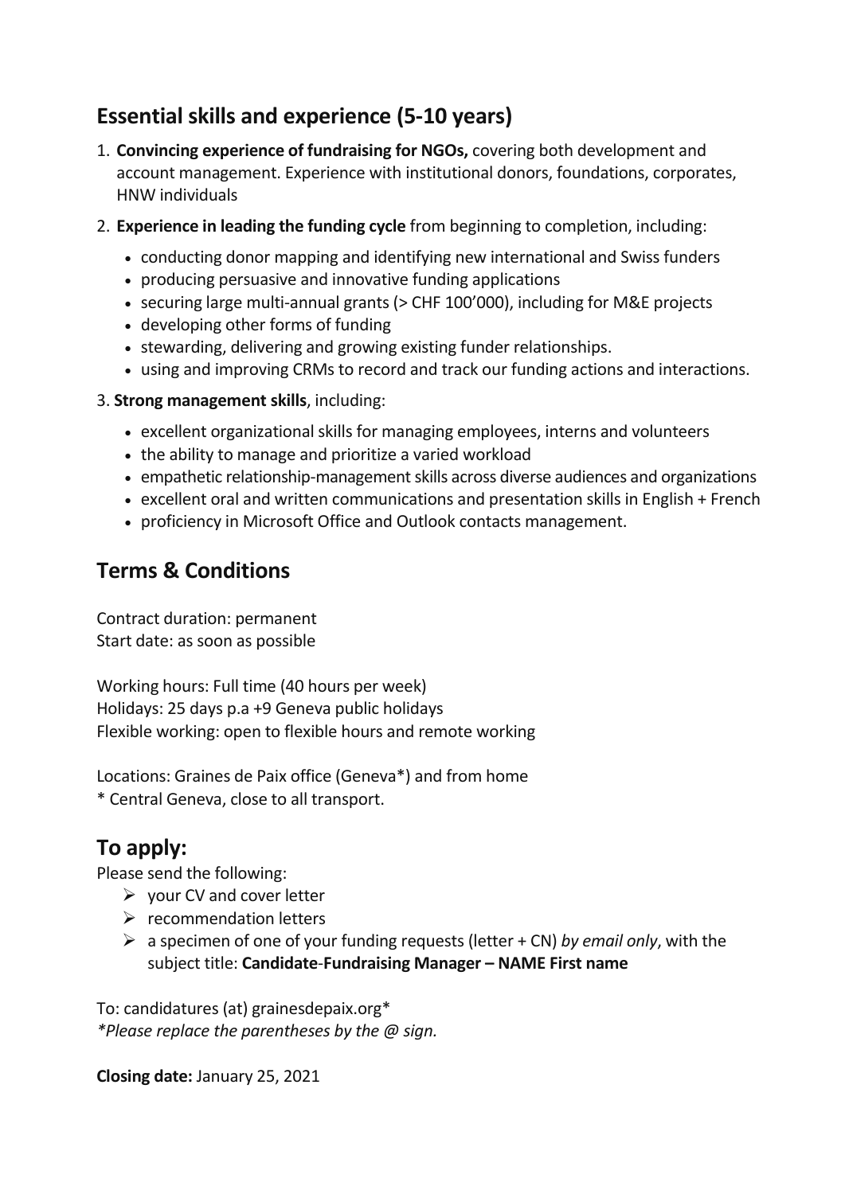## Essential skills and experience (5-10 years)

1. **Convincing experience of fundraising for NGOs,** covering both development and account management. Experience with institutional donors, foundations, corporates, HNW individuals
2. **Experience in leading the funding cycle** from beginning to completion, including:
   - conducting donor mapping and identifying new international and Swiss funders
   - producing persuasive and innovative funding applications
   - securing large multi-annual grants (> CHF 100'000), including for M&E projects
   - developing other forms of funding
   - stewarding, delivering and growing existing funder relationships.
   - using and improving CRMs to record and track our funding actions and interactions.
3. **Strong management skills**, including:
   - excellent organizational skills for managing employees, interns and volunteers
   - the ability to manage and prioritize a varied workload
   - empathetic relationship-management skills across diverse audiences and organizations
   - excellent oral and written communications and presentation skills in English + French
   - proficiency in Microsoft Office and Outlook contacts management.

## Terms & Conditions

Contract duration: permanent
Start date: as soon as possible

Working hours: Full time (40 hours per week)
Holidays: 25 days p.a +9 Geneva public holidays
Flexible working: open to flexible hours and remote working

Locations: Graines de Paix office (Geneva*) and from home
* Central Geneva, close to all transport.

## To apply:

Please send the following:

- your CV and cover letter
- recommendation letters
- a specimen of one of your funding requests (letter + CN) *by email only*, with the subject title: **Candidate-Fundraising Manager – NAME First name**

To: candidatures (at) grainesdepaix.org*
*\*Please replace the parentheses by the @ sign.*

**Closing date:** January 25, 2021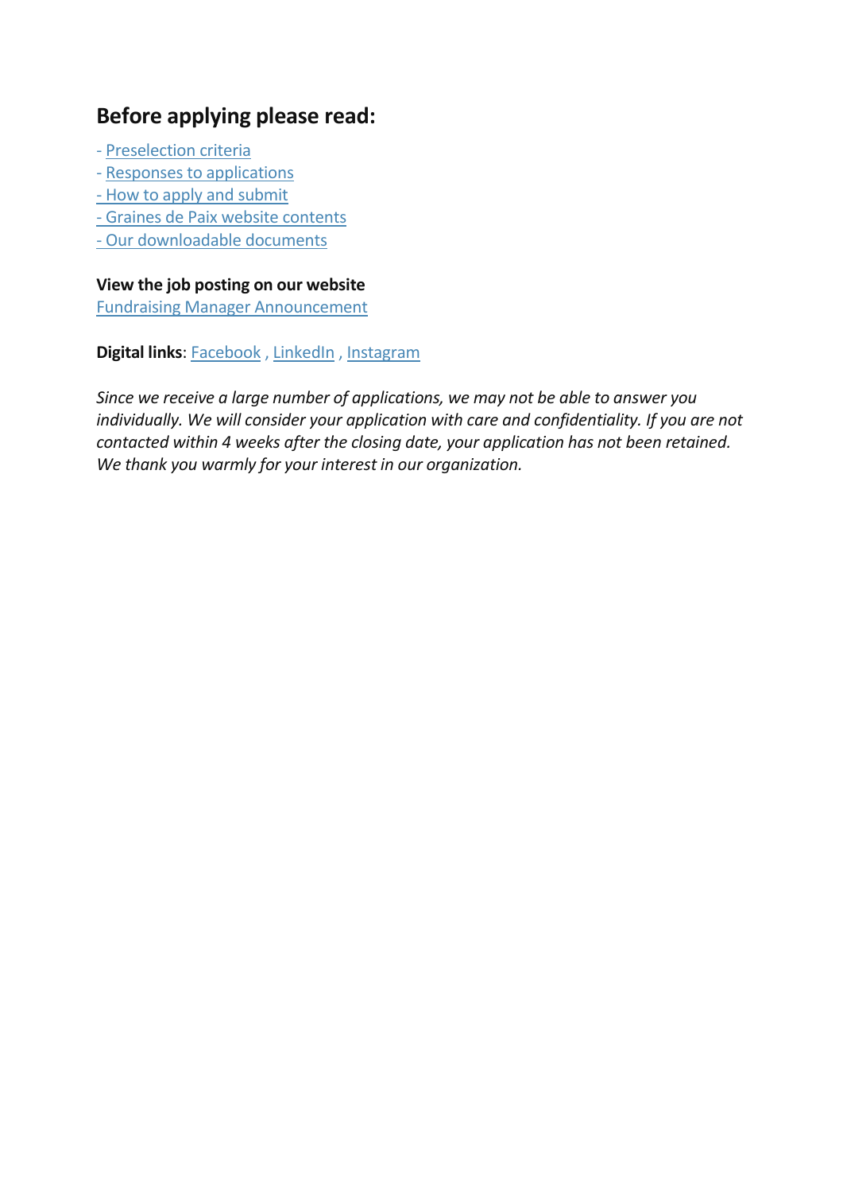## Before applying please read:

- Preselection criteria
- Responses to applications
- How to apply and submit
- Graines de Paix website contents
- Our downloadable documents

**View the job posting on our website**
Fundraising Manager Announcement

**Digital links**: Facebook , LinkedIn , Instagram

*Since we receive a large number of applications, we may not be able to answer you individually. We will consider your application with care and confidentiality. If you are not contacted within 4 weeks after the closing date, your application has not been retained. We thank you warmly for your interest in our organization.*